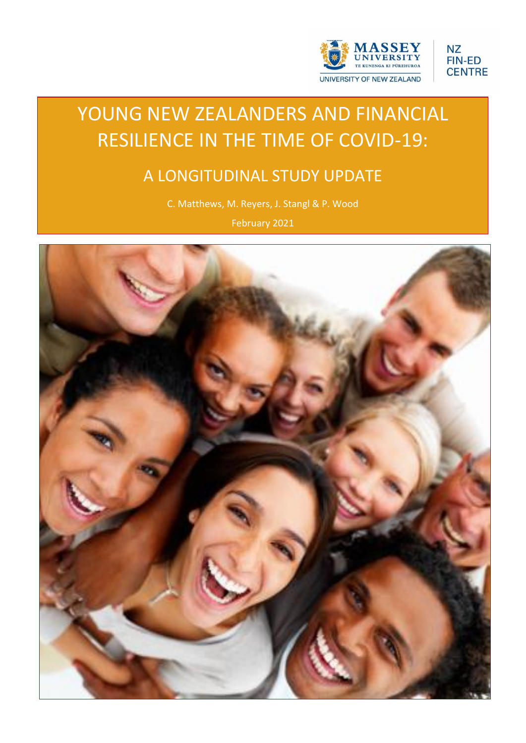MASSEY UNIVERSITY
TE KUNENGA KI PŪREHUROA
UNIVERSITY OF NEW ZEALAND

NZ FIN-ED CENTRE

# YOUNG NEW ZEALANDERS AND FINANCIAL RESILIENCE IN THE TIME OF COVID-19:

## A LONGITUDINAL STUDY UPDATE

C. Matthews, M. Reyers, J. Stangl & P. Wood

February 2021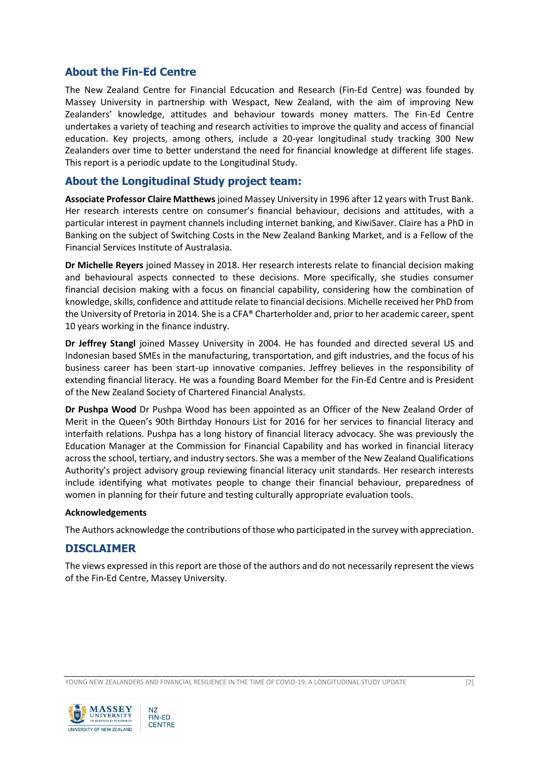## About the Fin-Ed Centre

The New Zealand Centre for Financial Edcucation and Research (Fin-Ed Centre) was founded by Massey University in partnership with Wespact, New Zealand, with the aim of improving New Zealanders' knowledge, attitudes and behaviour towards money matters. The Fin-Ed Centre undertakes a variety of teaching and research activities to improve the quality and access of financial education. Key projects, among others, include a 20-year longitudinal study tracking 300 New Zealanders over time to better understand the need for financial knowledge at different life stages. This report is a periodic update to the Longitudinal Study.

## About the Longitudinal Study project team:

**Associate Professor Claire Matthews** joined Massey University in 1996 after 12 years with Trust Bank. Her research interests centre on consumer's financial behaviour, decisions and attitudes, with a particular interest in payment channels including internet banking, and KiwiSaver. Claire has a PhD in Banking on the subject of Switching Costs in the New Zealand Banking Market, and is a Fellow of the Financial Services Institute of Australasia.

**Dr Michelle Reyers** joined Massey in 2018. Her research interests relate to financial decision making and behavioural aspects connected to these decisions. More specifically, she studies consumer financial decision making with a focus on financial capability, considering how the combination of knowledge, skills, confidence and attitude relate to financial decisions. Michelle received her PhD from the University of Pretoria in 2014. She is a CFA® Charterholder and, prior to her academic career, spent 10 years working in the finance industry.

**Dr Jeffrey Stangl** joined Massey University in 2004. He has founded and directed several US and Indonesian based SMEs in the manufacturing, transportation, and gift industries, and the focus of his business career has been start-up innovative companies. Jeffrey believes in the responsibility of extending financial literacy. He was a founding Board Member for the Fin-Ed Centre and is President of the New Zealand Society of Chartered Financial Analysts.

**Dr Pushpa Wood** Dr Pushpa Wood has been appointed as an Officer of the New Zealand Order of Merit in the Queen's 90th Birthday Honours List for 2016 for her services to financial literacy and interfaith relations. Pushpa has a long history of financial literacy advocacy. She was previously the Education Manager at the Commission for Financial Capability and has worked in financial literacy across the school, tertiary, and industry sectors. She was a member of the New Zealand Qualifications Authority's project advisory group reviewing financial literacy unit standards. Her research interests include identifying what motivates people to change their financial behaviour, preparedness of women in planning for their future and testing culturally appropriate evaluation tools.

**Acknowledgements**

The Authors acknowledge the contributions of those who participated in the survey with appreciation.

## DISCLAIMER

The views expressed in this report are those of the authors and do not necessarily represent the views of the Fin-Ed Centre, Massey University.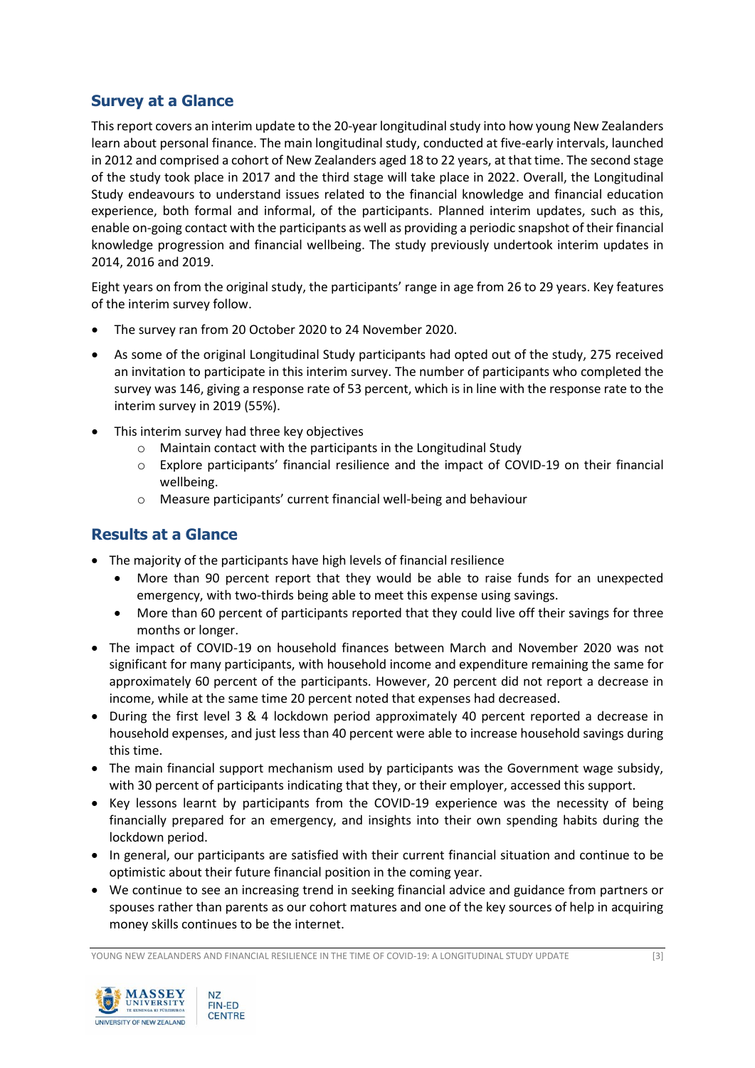## Survey at a Glance

This report covers an interim update to the 20-year longitudinal study into how young New Zealanders learn about personal finance. The main longitudinal study, conducted at five-early intervals, launched in 2012 and comprised a cohort of New Zealanders aged 18 to 22 years, at that time. The second stage of the study took place in 2017 and the third stage will take place in 2022. Overall, the Longitudinal Study endeavours to understand issues related to the financial knowledge and financial education experience, both formal and informal, of the participants. Planned interim updates, such as this, enable on-going contact with the participants as well as providing a periodic snapshot of their financial knowledge progression and financial wellbeing. The study previously undertook interim updates in 2014, 2016 and 2019.

Eight years on from the original study, the participants' range in age from 26 to 29 years. Key features of the interim survey follow.

- The survey ran from 20 October 2020 to 24 November 2020.
- As some of the original Longitudinal Study participants had opted out of the study, 275 received an invitation to participate in this interim survey. The number of participants who completed the survey was 146, giving a response rate of 53 percent, which is in line with the response rate to the interim survey in 2019 (55%).
- This interim survey had three key objectives
  - Maintain contact with the participants in the Longitudinal Study
  - Explore participants' financial resilience and the impact of COVID-19 on their financial wellbeing.
  - Measure participants' current financial well-being and behaviour

## Results at a Glance

- The majority of the participants have high levels of financial resilience
  - More than 90 percent report that they would be able to raise funds for an unexpected emergency, with two-thirds being able to meet this expense using savings.
  - More than 60 percent of participants reported that they could live off their savings for three months or longer.
- The impact of COVID-19 on household finances between March and November 2020 was not significant for many participants, with household income and expenditure remaining the same for approximately 60 percent of the participants. However, 20 percent did not report a decrease in income, while at the same time 20 percent noted that expenses had decreased.
- During the first level 3 & 4 lockdown period approximately 40 percent reported a decrease in household expenses, and just less than 40 percent were able to increase household savings during this time.
- The main financial support mechanism used by participants was the Government wage subsidy, with 30 percent of participants indicating that they, or their employer, accessed this support.
- Key lessons learnt by participants from the COVID-19 experience was the necessity of being financially prepared for an emergency, and insights into their own spending habits during the lockdown period.
- In general, our participants are satisfied with their current financial situation and continue to be optimistic about their future financial position in the coming year.
- We continue to see an increasing trend in seeking financial advice and guidance from partners or spouses rather than parents as our cohort matures and one of the key sources of help in acquiring money skills continues to be the internet.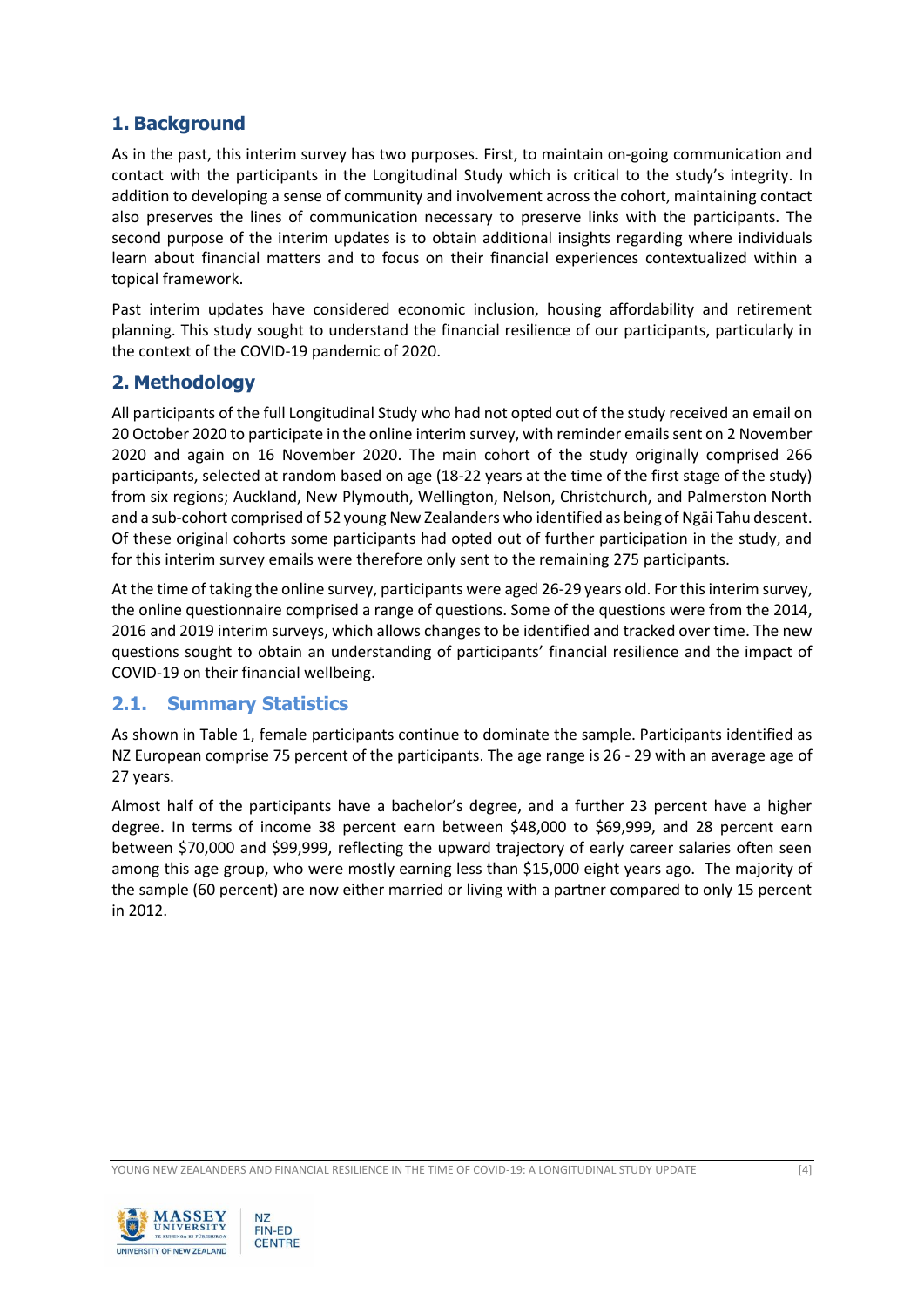# 1. Background

As in the past, this interim survey has two purposes. First, to maintain on-going communication and contact with the participants in the Longitudinal Study which is critical to the study's integrity. In addition to developing a sense of community and involvement across the cohort, maintaining contact also preserves the lines of communication necessary to preserve links with the participants. The second purpose of the interim updates is to obtain additional insights regarding where individuals learn about financial matters and to focus on their financial experiences contextualized within a topical framework.

Past interim updates have considered economic inclusion, housing affordability and retirement planning. This study sought to understand the financial resilience of our participants, particularly in the context of the COVID-19 pandemic of 2020.

# 2. Methodology

All participants of the full Longitudinal Study who had not opted out of the study received an email on 20 October 2020 to participate in the online interim survey, with reminder emails sent on 2 November 2020 and again on 16 November 2020. The main cohort of the study originally comprised 266 participants, selected at random based on age (18-22 years at the time of the first stage of the study) from six regions; Auckland, New Plymouth, Wellington, Nelson, Christchurch, and Palmerston North and a sub-cohort comprised of 52 young New Zealanders who identified as being of Ngāi Tahu descent. Of these original cohorts some participants had opted out of further participation in the study, and for this interim survey emails were therefore only sent to the remaining 275 participants.

At the time of taking the online survey, participants were aged 26-29 years old. For this interim survey, the online questionnaire comprised a range of questions. Some of the questions were from the 2014, 2016 and 2019 interim surveys, which allows changes to be identified and tracked over time. The new questions sought to obtain an understanding of participants' financial resilience and the impact of COVID-19 on their financial wellbeing.

## 2.1. Summary Statistics

As shown in Table 1, female participants continue to dominate the sample. Participants identified as NZ European comprise 75 percent of the participants. The age range is 26 - 29 with an average age of 27 years.

Almost half of the participants have a bachelor's degree, and a further 23 percent have a higher degree. In terms of income 38 percent earn between $48,000 to $69,999, and 28 percent earn between $70,000 and $99,999, reflecting the upward trajectory of early career salaries often seen among this age group, who were mostly earning less than $15,000 eight years ago. The majority of the sample (60 percent) are now either married or living with a partner compared to only 15 percent in 2012.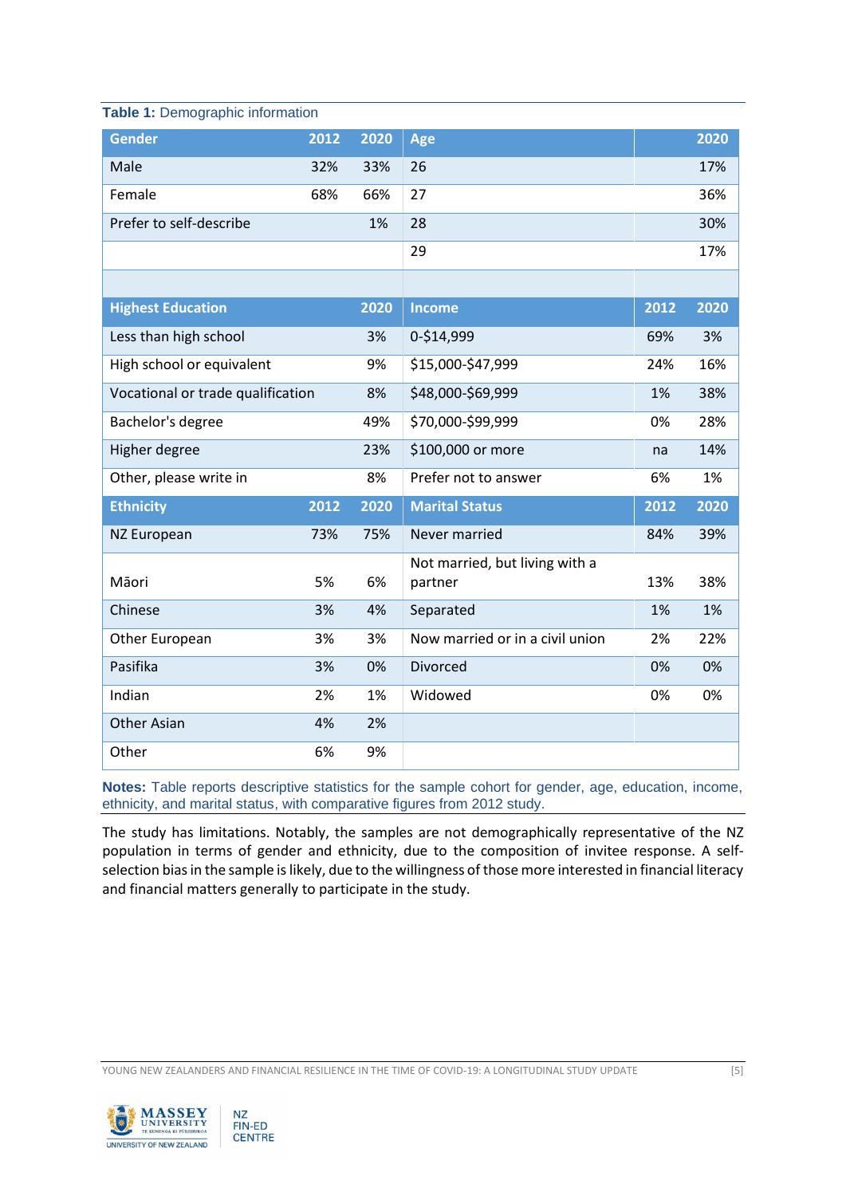**Table 1:** Demographic information

| Gender | 2012 | 2020 | Age | | 2020 |
|---|---|---|---|---|---|
| Male | 32% | 33% | 26 | | 17% |
| Female | 68% | 66% | 27 | | 36% |
| Prefer to self-describe | | 1% | 28 | | 30% |
| | | | 29 | | 17% |
| | | | | | |
| **Highest Education** | | **2020** | **Income** | **2012** | **2020** |
| Less than high school | | 3% | 0-$14,999 | 69% | 3% |
| High school or equivalent | | 9% | $15,000-$47,999 | 24% | 16% |
| Vocational or trade qualification | | 8% | $48,000-$69,999 | 1% | 38% |
| Bachelor's degree | | 49% | $70,000-$99,999 | 0% | 28% |
| Higher degree | | 23% | $100,000 or more | na | 14% |
| Other, please write in | | 8% | Prefer not to answer | 6% | 1% |
| **Ethnicity** | **2012** | **2020** | **Marital Status** | **2012** | **2020** |
| NZ European | 73% | 75% | Never married | 84% | 39% |
| Māori | 5% | 6% | Not married, but living with a partner | 13% | 38% |
| Chinese | 3% | 4% | Separated | 1% | 1% |
| Other European | 3% | 3% | Now married or in a civil union | 2% | 22% |
| Pasifika | 3% | 0% | Divorced | 0% | 0% |
| Indian | 2% | 1% | Widowed | 0% | 0% |
| Other Asian | 4% | 2% | | | |
| Other | 6% | 9% | | | |

**Notes:** Table reports descriptive statistics for the sample cohort for gender, age, education, income, ethnicity, and marital status, with comparative figures from 2012 study.

The study has limitations. Notably, the samples are not demographically representative of the NZ population in terms of gender and ethnicity, due to the composition of invitee response. A self-selection bias in the sample is likely, due to the willingness of those more interested in financial literacy and financial matters generally to participate in the study.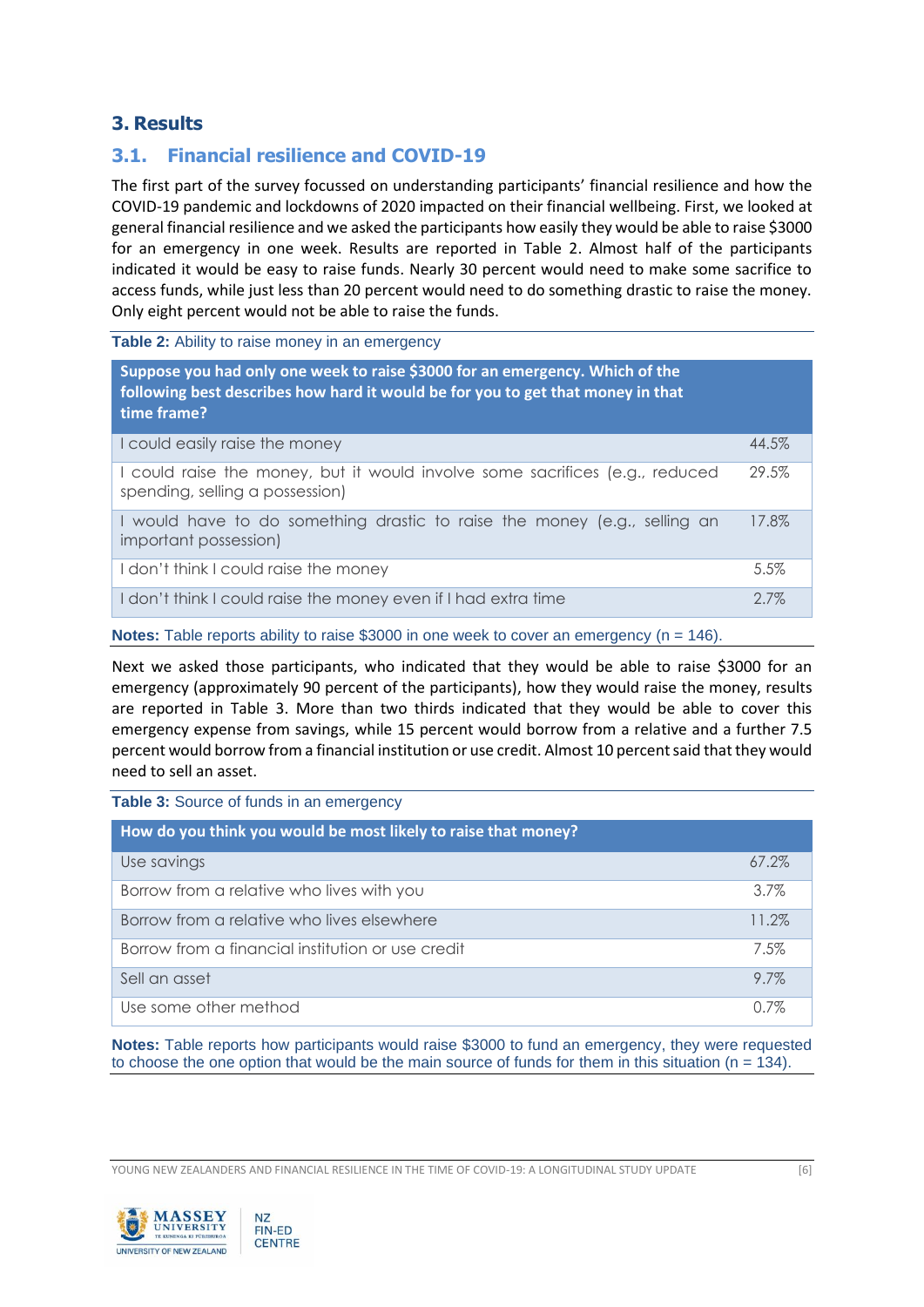# 3. Results

## 3.1. Financial resilience and COVID-19

The first part of the survey focussed on understanding participants' financial resilience and how the COVID-19 pandemic and lockdowns of 2020 impacted on their financial wellbeing. First, we looked at general financial resilience and we asked the participants how easily they would be able to raise $3000 for an emergency in one week. Results are reported in Table 2. Almost half of the participants indicated it would be easy to raise funds. Nearly 30 percent would need to make some sacrifice to access funds, while just less than 20 percent would need to do something drastic to raise the money. Only eight percent would not be able to raise the funds.

**Table 2:** Ability to raise money in an emergency

| Suppose you had only one week to raise $3000 for an emergency. Which of the following best describes how hard it would be for you to get that money in that time frame? | |
|---|---|
| I could easily raise the money | 44.5% |
| I could raise the money, but it would involve some sacrifices (e.g., reduced spending, selling a possession) | 29.5% |
| I would have to do something drastic to raise the money (e.g., selling an important possession) | 17.8% |
| I don't think I could raise the money | 5.5% |
| I don't think I could raise the money even if I had extra time | 2.7% |

**Notes:** Table reports ability to raise $3000 in one week to cover an emergency (n = 146).

Next we asked those participants, who indicated that they would be able to raise $3000 for an emergency (approximately 90 percent of the participants), how they would raise the money, results are reported in Table 3. More than two thirds indicated that they would be able to cover this emergency expense from savings, while 15 percent would borrow from a relative and a further 7.5 percent would borrow from a financial institution or use credit. Almost 10 percent said that they would need to sell an asset.

**Table 3:** Source of funds in an emergency

| How do you think you would be most likely to raise that money? | |
|---|---|
| Use savings | 67.2% |
| Borrow from a relative who lives with you | 3.7% |
| Borrow from a relative who lives elsewhere | 11.2% |
| Borrow from a financial institution or use credit | 7.5% |
| Sell an asset | 9.7% |
| Use some other method | 0.7% |

**Notes:** Table reports how participants would raise $3000 to fund an emergency, they were requested to choose the one option that would be the main source of funds for them in this situation (n = 134).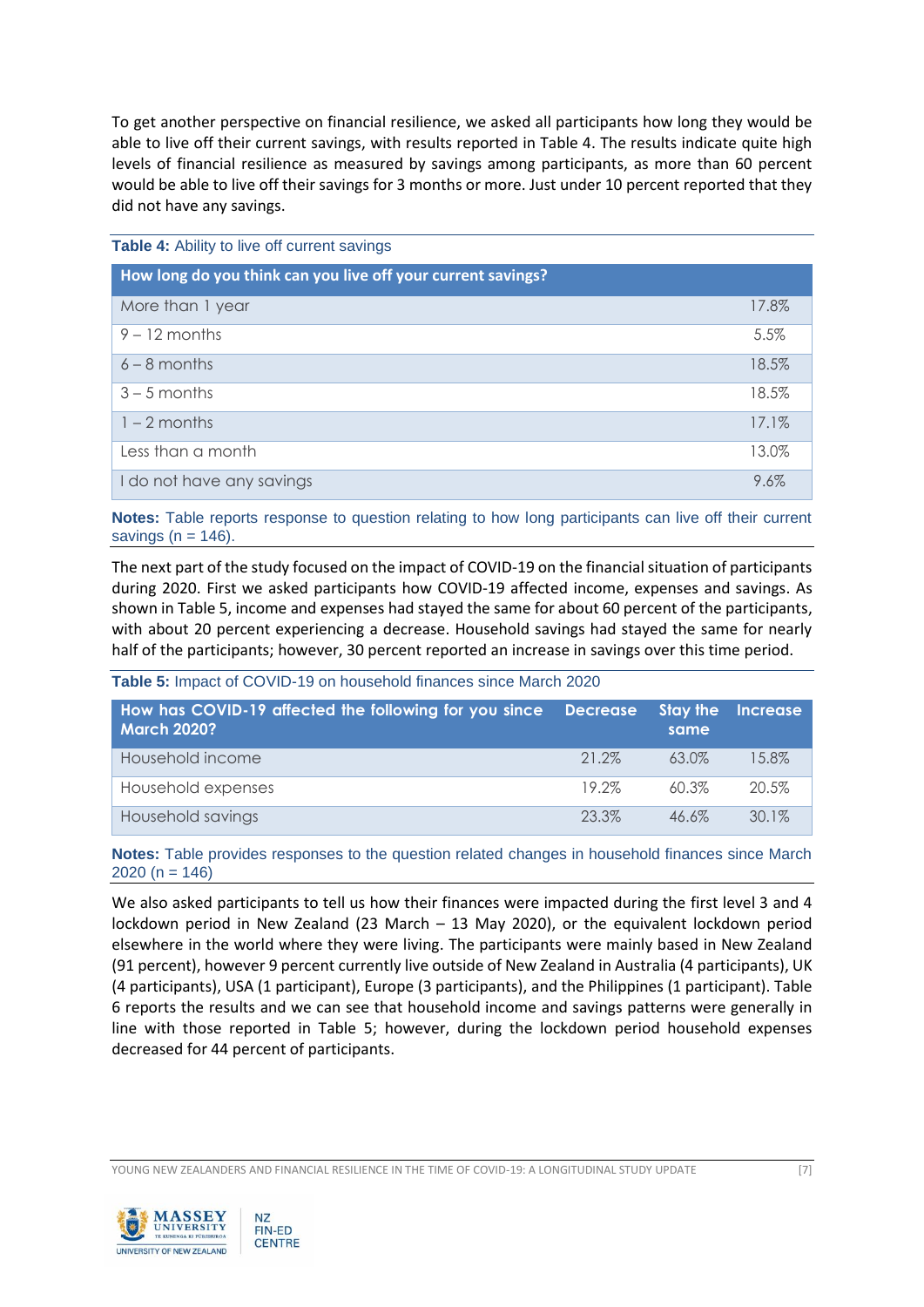To get another perspective on financial resilience, we asked all participants how long they would be able to live off their current savings, with results reported in Table 4. The results indicate quite high levels of financial resilience as measured by savings among participants, as more than 60 percent would be able to live off their savings for 3 months or more. Just under 10 percent reported that they did not have any savings.

**Table 4:** Ability to live off current savings

| How long do you think can you live off your current savings? | |
|---|---|
| More than 1 year | 17.8% |
| 9 – 12 months | 5.5% |
| 6 – 8 months | 18.5% |
| 3 – 5 months | 18.5% |
| 1 – 2 months | 17.1% |
| Less than a month | 13.0% |
| I do not have any savings | 9.6% |

**Notes:** Table reports response to question relating to how long participants can live off their current savings (n = 146).

The next part of the study focused on the impact of COVID-19 on the financial situation of participants during 2020. First we asked participants how COVID-19 affected income, expenses and savings. As shown in Table 5, income and expenses had stayed the same for about 60 percent of the participants, with about 20 percent experiencing a decrease. Household savings had stayed the same for nearly half of the participants; however, 30 percent reported an increase in savings over this time period.

**Table 5:** Impact of COVID-19 on household finances since March 2020

| How has COVID-19 affected the following for you since March 2020? | Decrease | Stay the same | Increase |
|---|---|---|---|
| Household income | 21.2% | 63.0% | 15.8% |
| Household expenses | 19.2% | 60.3% | 20.5% |
| Household savings | 23.3% | 46.6% | 30.1% |

**Notes:** Table provides responses to the question related changes in household finances since March 2020 (n = 146)

We also asked participants to tell us how their finances were impacted during the first level 3 and 4 lockdown period in New Zealand (23 March – 13 May 2020), or the equivalent lockdown period elsewhere in the world where they were living. The participants were mainly based in New Zealand (91 percent), however 9 percent currently live outside of New Zealand in Australia (4 participants), UK (4 participants), USA (1 participant), Europe (3 participants), and the Philippines (1 participant). Table 6 reports the results and we can see that household income and savings patterns were generally in line with those reported in Table 5; however, during the lockdown period household expenses decreased for 44 percent of participants.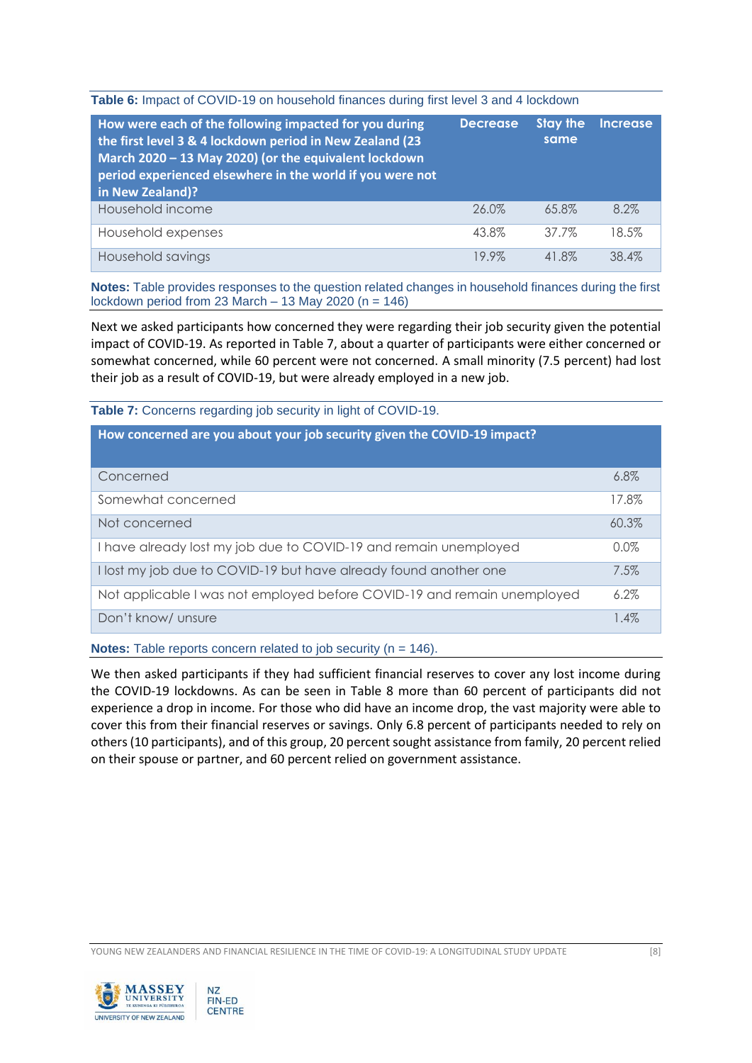**Table 6:** Impact of COVID-19 on household finances during first level 3 and 4 lockdown

| How were each of the following impacted for you during the first level 3 & 4 lockdown period in New Zealand (23 March 2020 – 13 May 2020) (or the equivalent lockdown period experienced elsewhere in the world if you were not in New Zealand)? | Decrease | Stay the same | Increase |
|---|---|---|---|
| Household income | 26.0% | 65.8% | 8.2% |
| Household expenses | 43.8% | 37.7% | 18.5% |
| Household savings | 19.9% | 41.8% | 38.4% |

**Notes:** Table provides responses to the question related changes in household finances during the first lockdown period from 23 March – 13 May 2020 (n = 146)

Next we asked participants how concerned they were regarding their job security given the potential impact of COVID-19. As reported in Table 7, about a quarter of participants were either concerned or somewhat concerned, while 60 percent were not concerned. A small minority (7.5 percent) had lost their job as a result of COVID-19, but were already employed in a new job.

**Table 7:** Concerns regarding job security in light of COVID-19.

| How concerned are you about your job security given the COVID-19 impact? | |
|---|---|
| Concerned | 6.8% |
| Somewhat concerned | 17.8% |
| Not concerned | 60.3% |
| I have already lost my job due to COVID-19 and remain unemployed | 0.0% |
| I lost my job due to COVID-19 but have already found another one | 7.5% |
| Not applicable I was not employed before COVID-19 and remain unemployed | 6.2% |
| Don't know/ unsure | 1.4% |

**Notes:** Table reports concern related to job security (n = 146).

We then asked participants if they had sufficient financial reserves to cover any lost income during the COVID-19 lockdowns. As can be seen in Table 8 more than 60 percent of participants did not experience a drop in income. For those who did have an income drop, the vast majority were able to cover this from their financial reserves or savings. Only 6.8 percent of participants needed to rely on others (10 participants), and of this group, 20 percent sought assistance from family, 20 percent relied on their spouse or partner, and 60 percent relied on government assistance.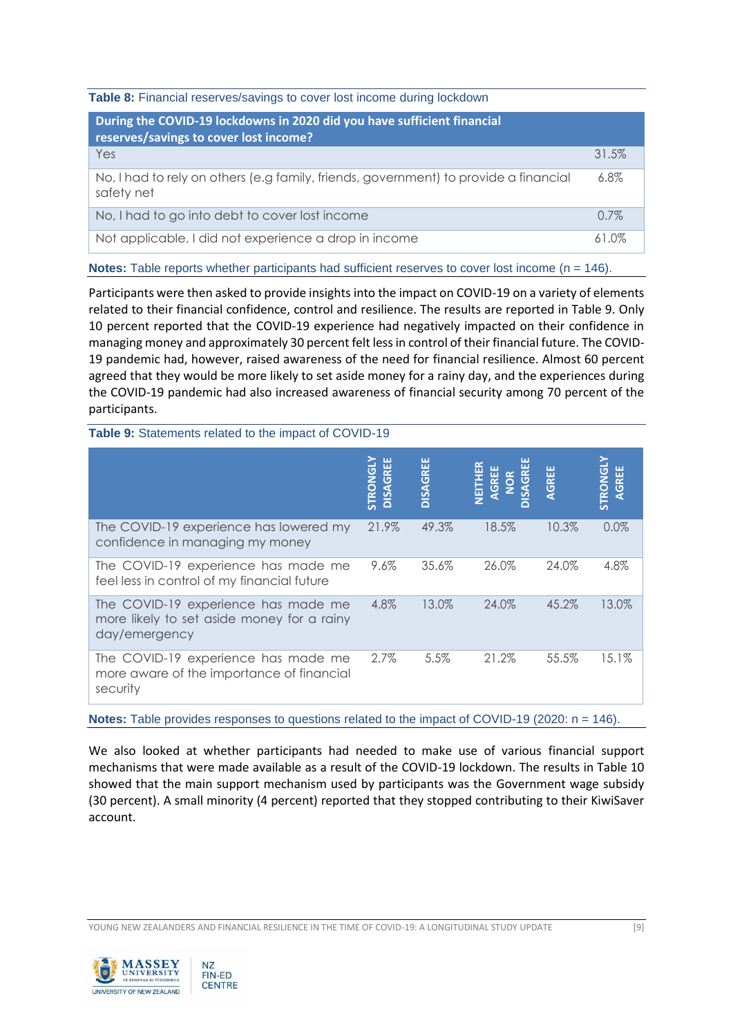**Table 8:** Financial reserves/savings to cover lost income during lockdown

| During the COVID-19 lockdowns in 2020 did you have sufficient financial reserves/savings to cover lost income? | |
|---|---|
| Yes | 31.5% |
| No, I had to rely on others (e.g family, friends, government) to provide a financial safety net | 6.8% |
| No, I had to go into debt to cover lost income | 0.7% |
| Not applicable, I did not experience a drop in income | 61.0% |

**Notes:** Table reports whether participants had sufficient reserves to cover lost income (n = 146).

Participants were then asked to provide insights into the impact on COVID-19 on a variety of elements related to their financial confidence, control and resilience. The results are reported in Table 9. Only 10 percent reported that the COVID-19 experience had negatively impacted on their confidence in managing money and approximately 30 percent felt less in control of their financial future. The COVID-19 pandemic had, however, raised awareness of the need for financial resilience. Almost 60 percent agreed that they would be more likely to set aside money for a rainy day, and the experiences during the COVID-19 pandemic had also increased awareness of financial security among 70 percent of the participants.

**Table 9:** Statements related to the impact of COVID-19

| | STRONGLY DISAGREE | DISAGREE | NEITHER AGREE NOR DISAGREE | AGREE | STRONGLY AGREE |
|---|---|---|---|---|---|
| The COVID-19 experience has lowered my confidence in managing my money | 21.9% | 49.3% | 18.5% | 10.3% | 0.0% |
| The COVID-19 experience has made me feel less in control of my financial future | 9.6% | 35.6% | 26.0% | 24.0% | 4.8% |
| The COVID-19 experience has made me more likely to set aside money for a rainy day/emergency | 4.8% | 13.0% | 24.0% | 45.2% | 13.0% |
| The COVID-19 experience has made me more aware of the importance of financial security | 2.7% | 5.5% | 21.2% | 55.5% | 15.1% |

**Notes:** Table provides responses to questions related to the impact of COVID-19 (2020: n = 146).

We also looked at whether participants had needed to make use of various financial support mechanisms that were made available as a result of the COVID-19 lockdown. The results in Table 10 showed that the main support mechanism used by participants was the Government wage subsidy (30 percent). A small minority (4 percent) reported that they stopped contributing to their KiwiSaver account.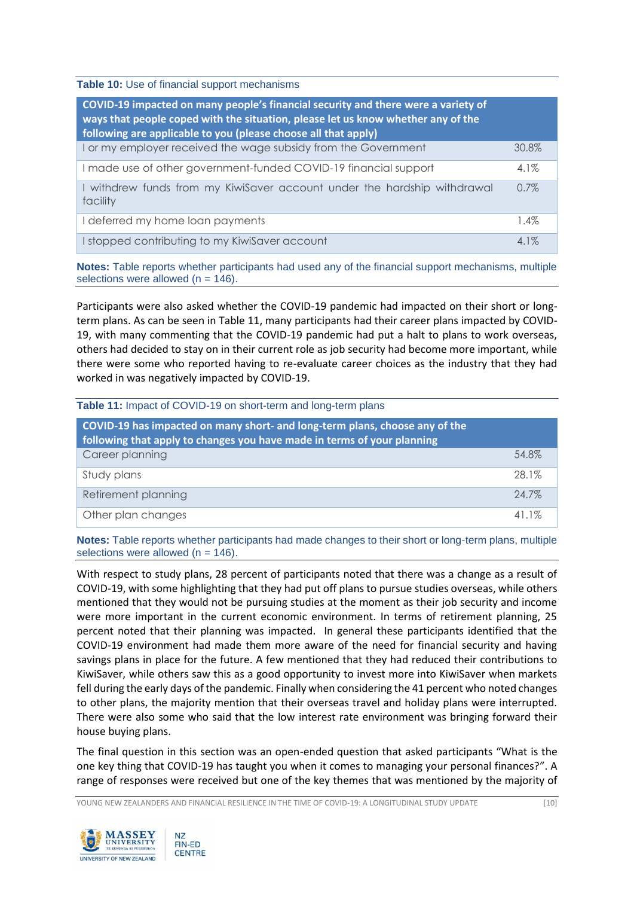**Table 10:** Use of financial support mechanisms

| COVID-19 impacted on many people's financial security and there were a variety of ways that people coped with the situation, please let us know whether any of the following are applicable to you (please choose all that apply) | |
|---|---|
| I or my employer received the wage subsidy from the Government | 30.8% |
| I made use of other government-funded COVID-19 financial support | 4.1% |
| I withdrew funds from my KiwiSaver account under the hardship withdrawal facility | 0.7% |
| I deferred my home loan payments | 1.4% |
| I stopped contributing to my KiwiSaver account | 4.1% |

**Notes:** Table reports whether participants had used any of the financial support mechanisms, multiple selections were allowed (n = 146).

Participants were also asked whether the COVID-19 pandemic had impacted on their short or long-term plans. As can be seen in Table 11, many participants had their career plans impacted by COVID-19, with many commenting that the COVID-19 pandemic had put a halt to plans to work overseas, others had decided to stay on in their current role as job security had become more important, while there were some who reported having to re-evaluate career choices as the industry that they had worked in was negatively impacted by COVID-19.

**Table 11:** Impact of COVID-19 on short-term and long-term plans

| COVID-19 has impacted on many short- and long-term plans, choose any of the following that apply to changes you have made in terms of your planning | |
|---|---|
| Career planning | 54.8% |
| Study plans | 28.1% |
| Retirement planning | 24.7% |
| Other plan changes | 41.1% |

**Notes:** Table reports whether participants had made changes to their short or long-term plans, multiple selections were allowed (n = 146).

With respect to study plans, 28 percent of participants noted that there was a change as a result of COVID-19, with some highlighting that they had put off plans to pursue studies overseas, while others mentioned that they would not be pursuing studies at the moment as their job security and income were more important in the current economic environment. In terms of retirement planning, 25 percent noted that their planning was impacted. In general these participants identified that the COVID-19 environment had made them more aware of the need for financial security and having savings plans in place for the future. A few mentioned that they had reduced their contributions to KiwiSaver, while others saw this as a good opportunity to invest more into KiwiSaver when markets fell during the early days of the pandemic. Finally when considering the 41 percent who noted changes to other plans, the majority mention that their overseas travel and holiday plans were interrupted. There were also some who said that the low interest rate environment was bringing forward their house buying plans.

The final question in this section was an open-ended question that asked participants "What is the one key thing that COVID-19 has taught you when it comes to managing your personal finances?". A range of responses were received but one of the key themes that was mentioned by the majority of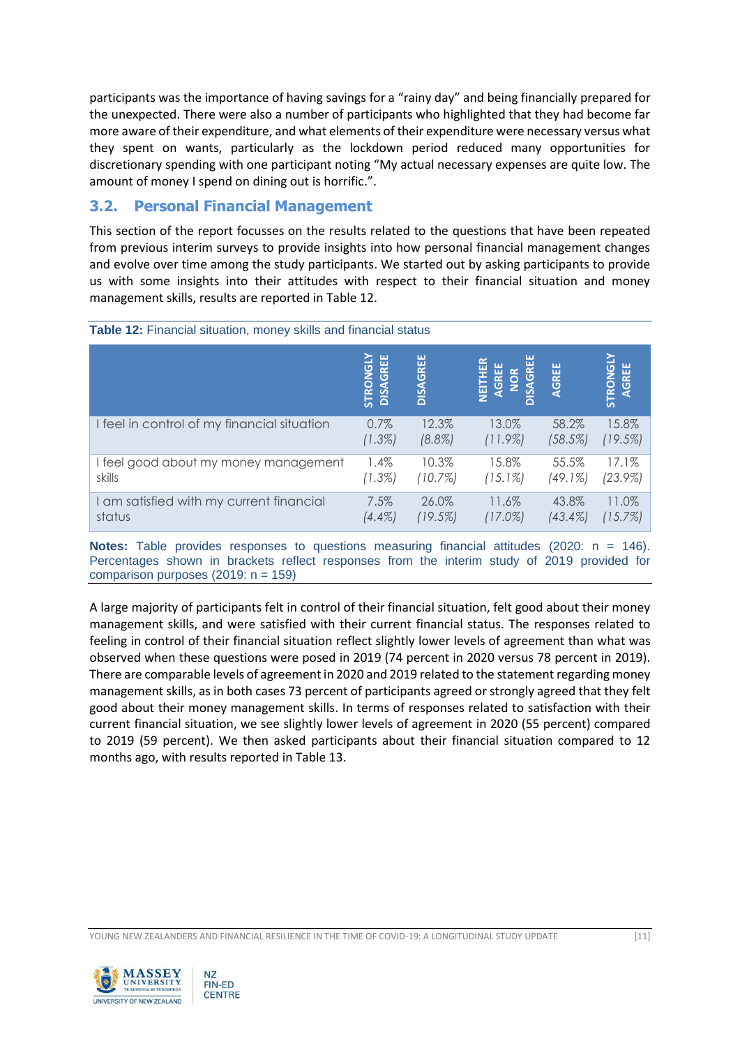participants was the importance of having savings for a "rainy day" and being financially prepared for the unexpected. There were also a number of participants who highlighted that they had become far more aware of their expenditure, and what elements of their expenditure were necessary versus what they spent on wants, particularly as the lockdown period reduced many opportunities for discretionary spending with one participant noting "My actual necessary expenses are quite low. The amount of money I spend on dining out is horrific.".

## 3.2. Personal Financial Management

This section of the report focusses on the results related to the questions that have been repeated from previous interim surveys to provide insights into how personal financial management changes and evolve over time among the study participants. We started out by asking participants to provide us with some insights into their attitudes with respect to their financial situation and money management skills, results are reported in Table 12.

**Table 12:** Financial situation, money skills and financial status

| | STRONGLY DISAGREE | DISAGREE | NEITHER AGREE NOR DISAGREE | AGREE | STRONGLY AGREE |
|---|---|---|---|---|---|
| I feel in control of my financial situation | 0.7% *(1.3%)* | 12.3% *(8.8%)* | 13.0% *(11.9%)* | 58.2% *(58.5%)* | 15.8% *(19.5%)* |
| I feel good about my money management skills | 1.4% *(1.3%)* | 10.3% *(10.7%)* | 15.8% *(15.1%)* | 55.5% *(49.1%)* | 17.1% *(23.9%)* |
| I am satisfied with my current financial status | 7.5% *(4.4%)* | 26.0% *(19.5%)* | 11.6% *(17.0%)* | 43.8% *(43.4%)* | 11.0% *(15.7%)* |

**Notes:** Table provides responses to questions measuring financial attitudes (2020: n = 146). Percentages shown in brackets reflect responses from the interim study of 2019 provided for comparison purposes (2019: n = 159)

A large majority of participants felt in control of their financial situation, felt good about their money management skills, and were satisfied with their current financial status. The responses related to feeling in control of their financial situation reflect slightly lower levels of agreement than what was observed when these questions were posed in 2019 (74 percent in 2020 versus 78 percent in 2019). There are comparable levels of agreement in 2020 and 2019 related to the statement regarding money management skills, as in both cases 73 percent of participants agreed or strongly agreed that they felt good about their money management skills. In terms of responses related to satisfaction with their current financial situation, we see slightly lower levels of agreement in 2020 (55 percent) compared to 2019 (59 percent). We then asked participants about their financial situation compared to 12 months ago, with results reported in Table 13.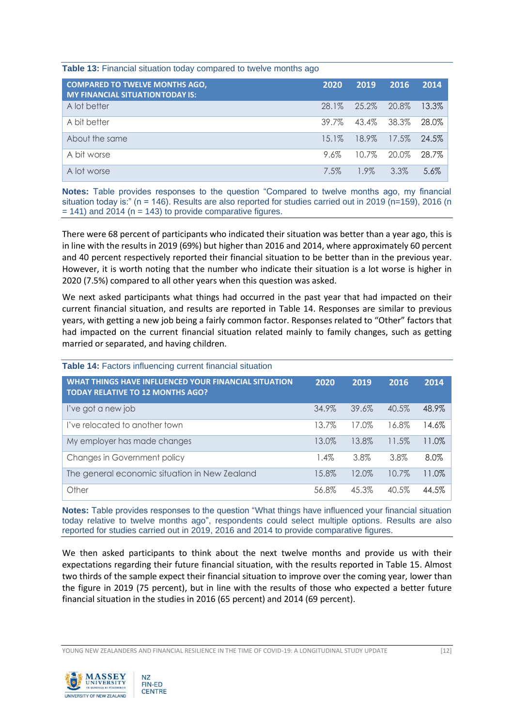**Table 13:** Financial situation today compared to twelve months ago

| COMPARED TO TWELVE MONTHS AGO, MY FINANCIAL SITUATION TODAY IS: | 2020 | 2019 | 2016 | 2014 |
|---|---|---|---|---|
| A lot better | 28.1% | 25.2% | 20.8% | 13.3% |
| A bit better | 39.7% | 43.4% | 38.3% | 28.0% |
| About the same | 15.1% | 18.9% | 17.5% | 24.5% |
| A bit worse | 9.6% | 10.7% | 20.0% | 28.7% |
| A lot worse | 7.5% | 1.9% | 3.3% | 5.6% |

**Notes:** Table provides responses to the question "Compared to twelve months ago, my financial situation today is:" (n = 146). Results are also reported for studies carried out in 2019 (n=159), 2016 (n = 141) and 2014 (n = 143) to provide comparative figures.

There were 68 percent of participants who indicated their situation was better than a year ago, this is in line with the results in 2019 (69%) but higher than 2016 and 2014, where approximately 60 percent and 40 percent respectively reported their financial situation to be better than in the previous year. However, it is worth noting that the number who indicate their situation is a lot worse is higher in 2020 (7.5%) compared to all other years when this question was asked.

We next asked participants what things had occurred in the past year that had impacted on their current financial situation, and results are reported in Table 14. Responses are similar to previous years, with getting a new job being a fairly common factor. Responses related to "Other" factors that had impacted on the current financial situation related mainly to family changes, such as getting married or separated, and having children.

**Table 14:** Factors influencing current financial situation

| WHAT THINGS HAVE INFLUENCED YOUR FINANCIAL SITUATION TODAY RELATIVE TO 12 MONTHS AGO? | 2020 | 2019 | 2016 | 2014 |
|---|---|---|---|---|
| I've got a new job | 34.9% | 39.6% | 40.5% | 48.9% |
| I've relocated to another town | 13.7% | 17.0% | 16.8% | 14.6% |
| My employer has made changes | 13.0% | 13.8% | 11.5% | 11.0% |
| Changes in Government policy | 1.4% | 3.8% | 3.8% | 8.0% |
| The general economic situation in New Zealand | 15.8% | 12.0% | 10.7% | 11.0% |
| Other | 56.8% | 45.3% | 40.5% | 44.5% |

**Notes:** Table provides responses to the question "What things have influenced your financial situation today relative to twelve months ago", respondents could select multiple options. Results are also reported for studies carried out in 2019, 2016 and 2014 to provide comparative figures.

We then asked participants to think about the next twelve months and provide us with their expectations regarding their future financial situation, with the results reported in Table 15. Almost two thirds of the sample expect their financial situation to improve over the coming year, lower than the figure in 2019 (75 percent), but in line with the results of those who expected a better future financial situation in the studies in 2016 (65 percent) and 2014 (69 percent).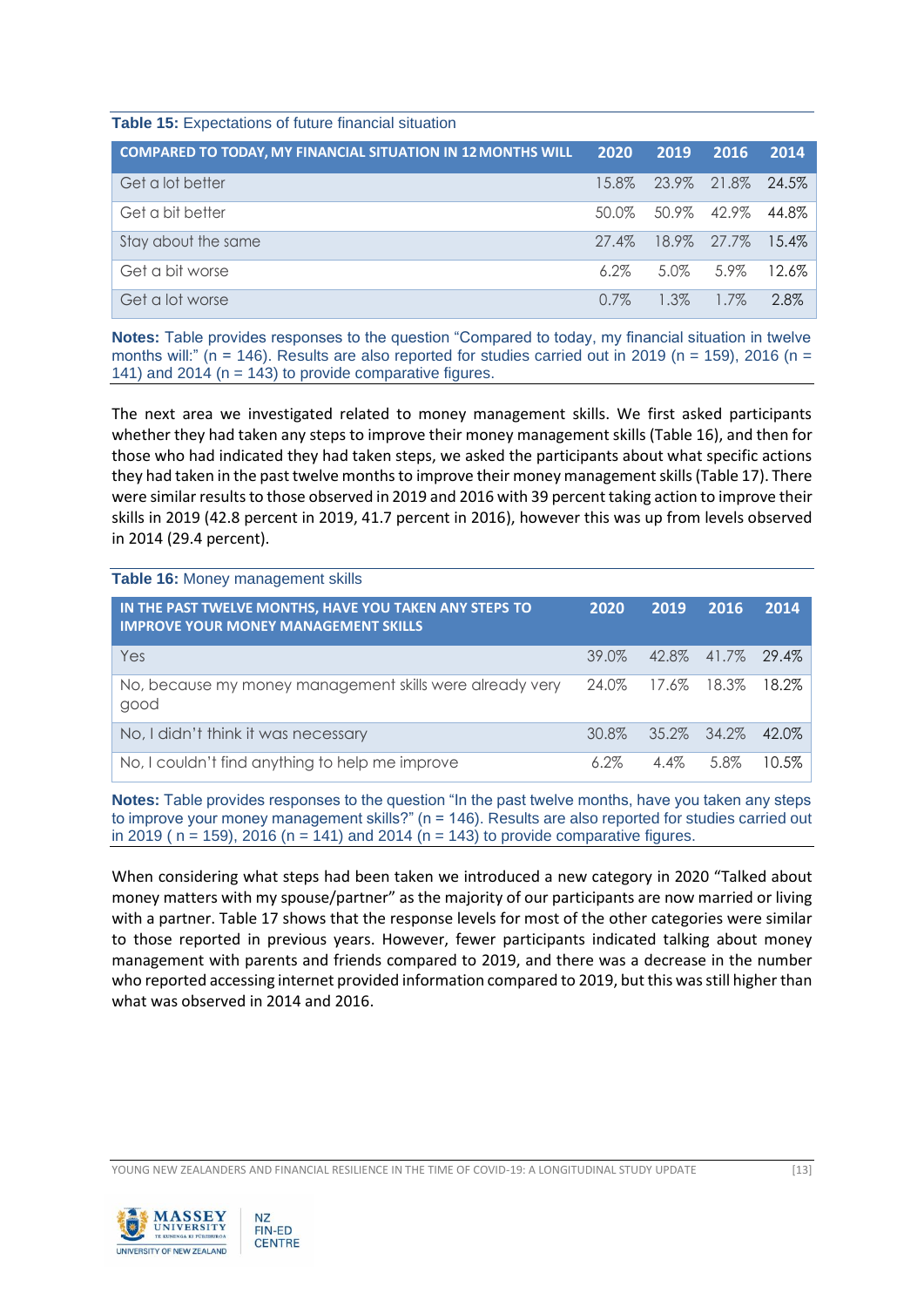**Table 15:** Expectations of future financial situation

| COMPARED TO TODAY, MY FINANCIAL SITUATION IN 12 MONTHS WILL | 2020 | 2019 | 2016 | 2014 |
|---|---|---|---|---|
| Get a lot better | 15.8% | 23.9% | 21.8% | 24.5% |
| Get a bit better | 50.0% | 50.9% | 42.9% | 44.8% |
| Stay about the same | 27.4% | 18.9% | 27.7% | 15.4% |
| Get a bit worse | 6.2% | 5.0% | 5.9% | 12.6% |
| Get a lot worse | 0.7% | 1.3% | 1.7% | 2.8% |

**Notes:** Table provides responses to the question "Compared to today, my financial situation in twelve months will:" (n = 146). Results are also reported for studies carried out in 2019 (n = 159), 2016 (n = 141) and 2014 (n = 143) to provide comparative figures.

The next area we investigated related to money management skills. We first asked participants whether they had taken any steps to improve their money management skills (Table 16), and then for those who had indicated they had taken steps, we asked the participants about what specific actions they had taken in the past twelve months to improve their money management skills (Table 17). There were similar results to those observed in 2019 and 2016 with 39 percent taking action to improve their skills in 2019 (42.8 percent in 2019, 41.7 percent in 2016), however this was up from levels observed in 2014 (29.4 percent).

**Table 16:** Money management skills

| IN THE PAST TWELVE MONTHS, HAVE YOU TAKEN ANY STEPS TO IMPROVE YOUR MONEY MANAGEMENT SKILLS | 2020 | 2019 | 2016 | 2014 |
|---|---|---|---|---|
| Yes | 39.0% | 42.8% | 41.7% | 29.4% |
| No, because my money management skills were already very good | 24.0% | 17.6% | 18.3% | 18.2% |
| No, I didn't think it was necessary | 30.8% | 35.2% | 34.2% | 42.0% |
| No, I couldn't find anything to help me improve | 6.2% | 4.4% | 5.8% | 10.5% |

**Notes:** Table provides responses to the question "In the past twelve months, have you taken any steps to improve your money management skills?" (n = 146). Results are also reported for studies carried out in 2019 ( n = 159), 2016 (n = 141) and 2014 (n = 143) to provide comparative figures.

When considering what steps had been taken we introduced a new category in 2020 "Talked about money matters with my spouse/partner" as the majority of our participants are now married or living with a partner. Table 17 shows that the response levels for most of the other categories were similar to those reported in previous years. However, fewer participants indicated talking about money management with parents and friends compared to 2019, and there was a decrease in the number who reported accessing internet provided information compared to 2019, but this was still higher than what was observed in 2014 and 2016.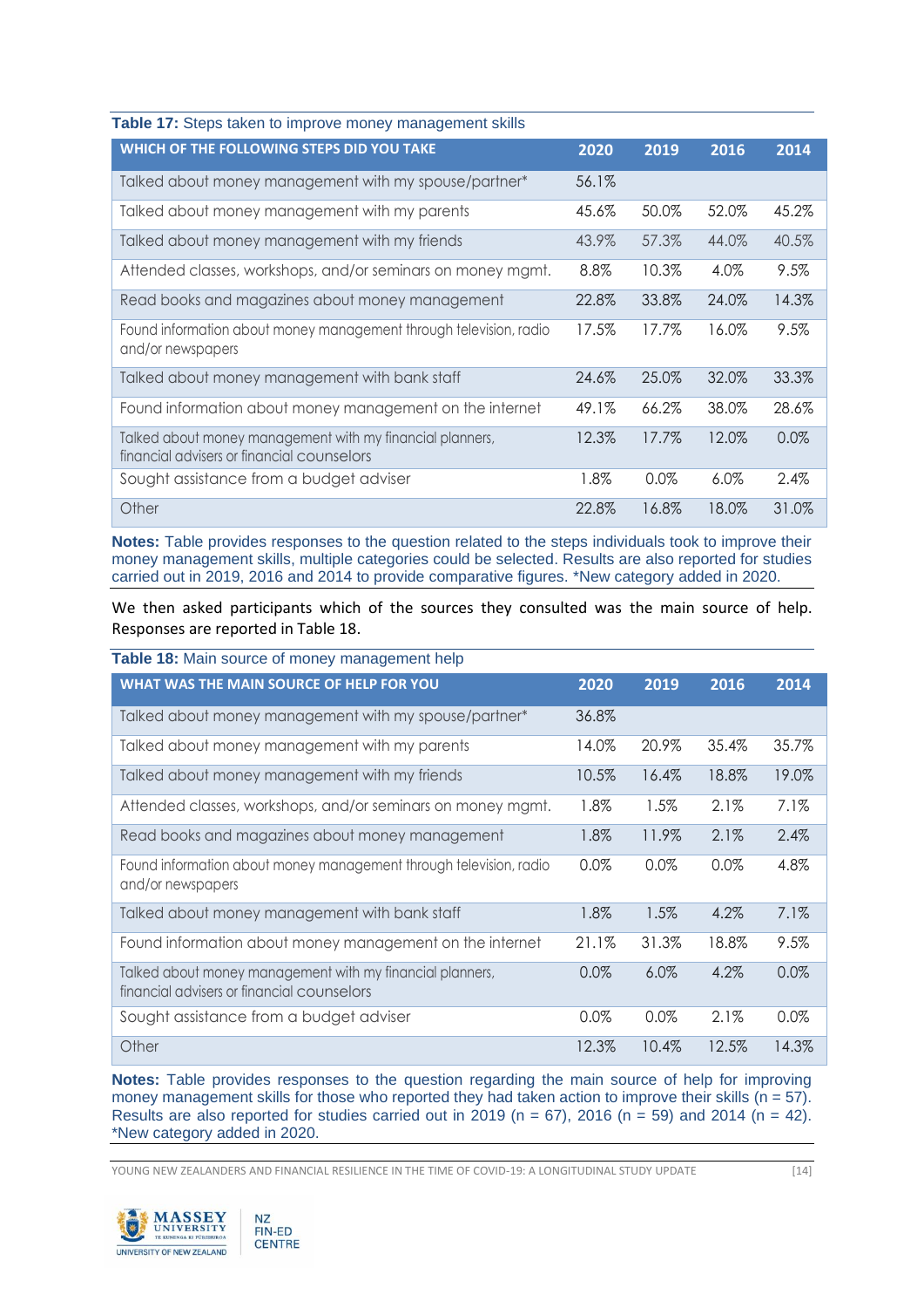**Table 17:** Steps taken to improve money management skills

| WHICH OF THE FOLLOWING STEPS DID YOU TAKE | 2020 | 2019 | 2016 | 2014 |
|---|---|---|---|---|
| Talked about money management with my spouse/partner* | 56.1% | | | |
| Talked about money management with my parents | 45.6% | 50.0% | 52.0% | 45.2% |
| Talked about money management with my friends | 43.9% | 57.3% | 44.0% | 40.5% |
| Attended classes, workshops, and/or seminars on money mgmt. | 8.8% | 10.3% | 4.0% | 9.5% |
| Read books and magazines about money management | 22.8% | 33.8% | 24.0% | 14.3% |
| Found information about money management through television, radio and/or newspapers | 17.5% | 17.7% | 16.0% | 9.5% |
| Talked about money management with bank staff | 24.6% | 25.0% | 32.0% | 33.3% |
| Found information about money management on the internet | 49.1% | 66.2% | 38.0% | 28.6% |
| Talked about money management with my financial planners, financial advisers or financial counselors | 12.3% | 17.7% | 12.0% | 0.0% |
| Sought assistance from a budget adviser | 1.8% | 0.0% | 6.0% | 2.4% |
| Other | 22.8% | 16.8% | 18.0% | 31.0% |

**Notes:** Table provides responses to the question related to the steps individuals took to improve their money management skills, multiple categories could be selected. Results are also reported for studies carried out in 2019, 2016 and 2014 to provide comparative figures. *New category added in 2020.

We then asked participants which of the sources they consulted was the main source of help. Responses are reported in Table 18.

**Table 18:** Main source of money management help

| WHAT WAS THE MAIN SOURCE OF HELP FOR YOU | 2020 | 2019 | 2016 | 2014 |
|---|---|---|---|---|
| Talked about money management with my spouse/partner* | 36.8% | | | |
| Talked about money management with my parents | 14.0% | 20.9% | 35.4% | 35.7% |
| Talked about money management with my friends | 10.5% | 16.4% | 18.8% | 19.0% |
| Attended classes, workshops, and/or seminars on money mgmt. | 1.8% | 1.5% | 2.1% | 7.1% |
| Read books and magazines about money management | 1.8% | 11.9% | 2.1% | 2.4% |
| Found information about money management through television, radio and/or newspapers | 0.0% | 0.0% | 0.0% | 4.8% |
| Talked about money management with bank staff | 1.8% | 1.5% | 4.2% | 7.1% |
| Found information about money management on the internet | 21.1% | 31.3% | 18.8% | 9.5% |
| Talked about money management with my financial planners, financial advisers or financial counselors | 0.0% | 6.0% | 4.2% | 0.0% |
| Sought assistance from a budget adviser | 0.0% | 0.0% | 2.1% | 0.0% |
| Other | 12.3% | 10.4% | 12.5% | 14.3% |

**Notes:** Table provides responses to the question regarding the main source of help for improving money management skills for those who reported they had taken action to improve their skills (n = 57). Results are also reported for studies carried out in 2019 (n = 67), 2016 (n = 59) and 2014 (n = 42). *New category added in 2020.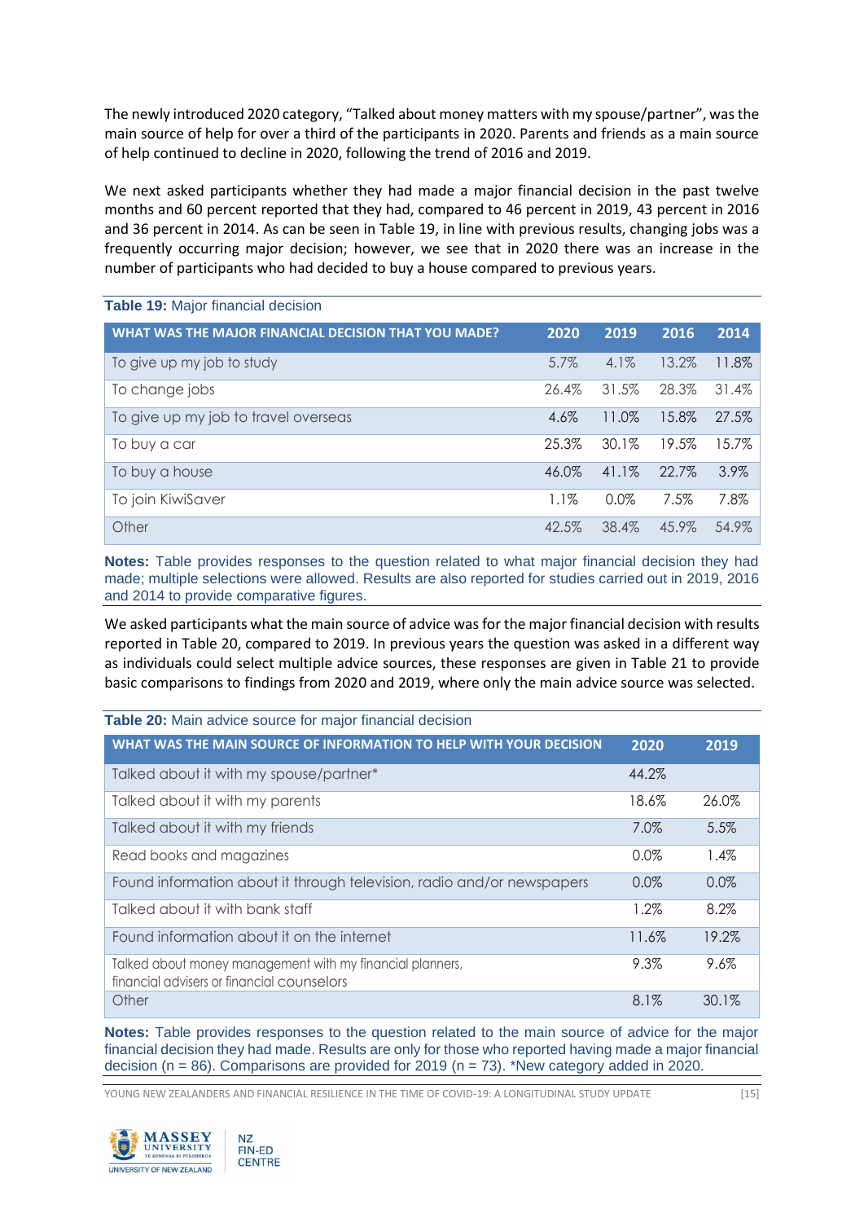The newly introduced 2020 category, "Talked about money matters with my spouse/partner", was the main source of help for over a third of the participants in 2020. Parents and friends as a main source of help continued to decline in 2020, following the trend of 2016 and 2019.

We next asked participants whether they had made a major financial decision in the past twelve months and 60 percent reported that they had, compared to 46 percent in 2019, 43 percent in 2016 and 36 percent in 2014. As can be seen in Table 19, in line with previous results, changing jobs was a frequently occurring major decision; however, we see that in 2020 there was an increase in the number of participants who had decided to buy a house compared to previous years.

**Table 19:** Major financial decision

| WHAT WAS THE MAJOR FINANCIAL DECISION THAT YOU MADE? | 2020 | 2019 | 2016 | 2014 |
|---|---|---|---|---|
| To give up my job to study | 5.7% | 4.1% | 13.2% | 11.8% |
| To change jobs | 26.4% | 31.5% | 28.3% | 31.4% |
| To give up my job to travel overseas | 4.6% | 11.0% | 15.8% | 27.5% |
| To buy a car | 25.3% | 30.1% | 19.5% | 15.7% |
| To buy a house | 46.0% | 41.1% | 22.7% | 3.9% |
| To join KiwiSaver | 1.1% | 0.0% | 7.5% | 7.8% |
| Other | 42.5% | 38.4% | 45.9% | 54.9% |

**Notes:** Table provides responses to the question related to what major financial decision they had made; multiple selections were allowed. Results are also reported for studies carried out in 2019, 2016 and 2014 to provide comparative figures.

We asked participants what the main source of advice was for the major financial decision with results reported in Table 20, compared to 2019. In previous years the question was asked in a different way as individuals could select multiple advice sources, these responses are given in Table 21 to provide basic comparisons to findings from 2020 and 2019, where only the main advice source was selected.

**Table 20:** Main advice source for major financial decision

| WHAT WAS THE MAIN SOURCE OF INFORMATION TO HELP WITH YOUR DECISION | 2020 | 2019 |
|---|---|---|
| Talked about it with my spouse/partner* | 44.2% | |
| Talked about it with my parents | 18.6% | 26.0% |
| Talked about it with my friends | 7.0% | 5.5% |
| Read books and magazines | 0.0% | 1.4% |
| Found information about it through television, radio and/or newspapers | 0.0% | 0.0% |
| Talked about it with bank staff | 1.2% | 8.2% |
| Found information about it on the internet | 11.6% | 19.2% |
| Talked about money management with my financial planners, financial advisers or financial counselors | 9.3% | 9.6% |
| Other | 8.1% | 30.1% |

**Notes:** Table provides responses to the question related to the main source of advice for the major financial decision they had made. Results are only for those who reported having made a major financial decision (n = 86). Comparisons are provided for 2019 (n = 73). *New category added in 2020.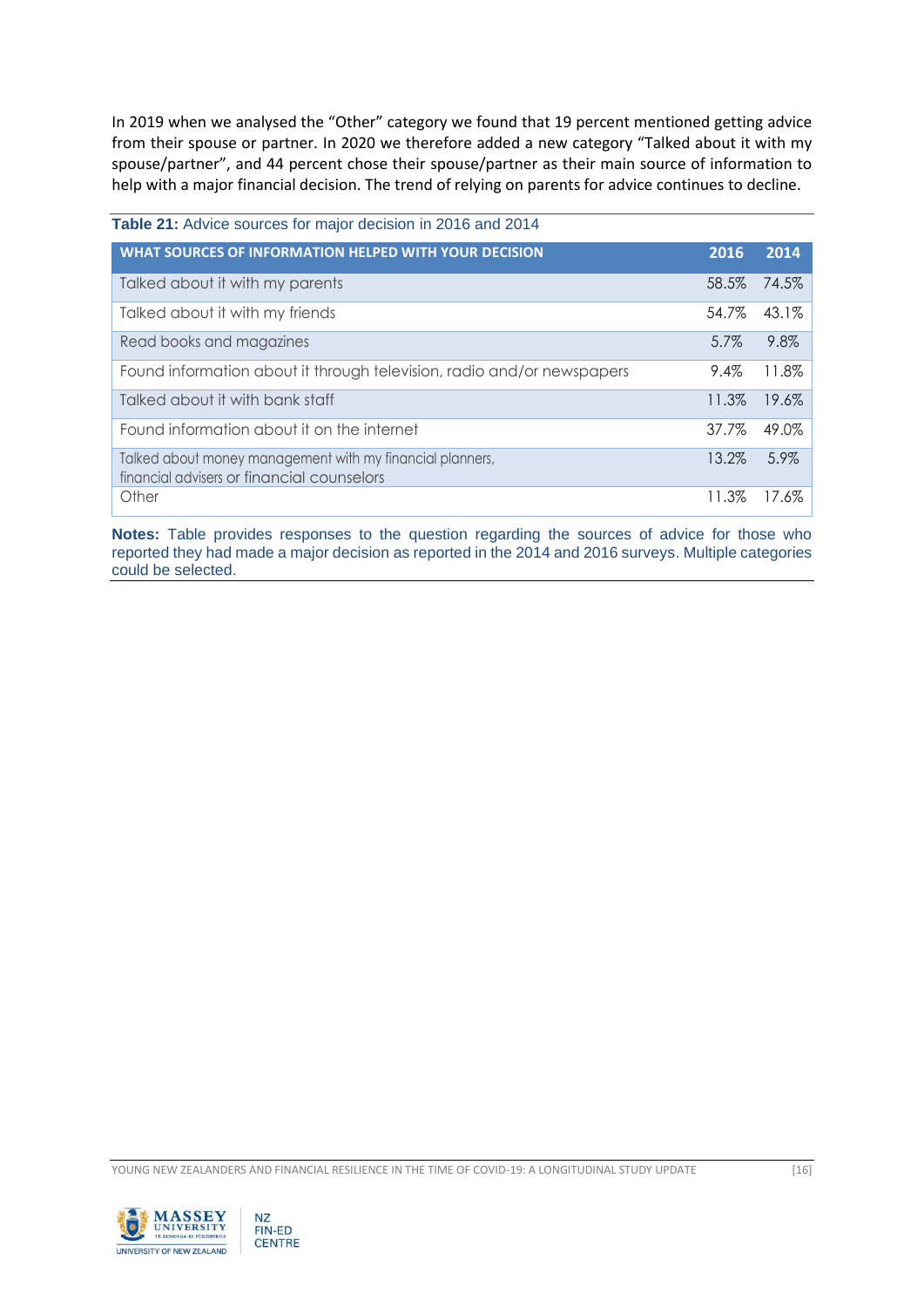In 2019 when we analysed the "Other" category we found that 19 percent mentioned getting advice from their spouse or partner. In 2020 we therefore added a new category "Talked about it with my spouse/partner", and 44 percent chose their spouse/partner as their main source of information to help with a major financial decision. The trend of relying on parents for advice continues to decline.

**Table 21:** Advice sources for major decision in 2016 and 2014

| WHAT SOURCES OF INFORMATION HELPED WITH YOUR DECISION | 2016 | 2014 |
|---|---|---|
| Talked about it with my parents | 58.5% | 74.5% |
| Talked about it with my friends | 54.7% | 43.1% |
| Read books and magazines | 5.7% | 9.8% |
| Found information about it through television, radio and/or newspapers | 9.4% | 11.8% |
| Talked about it with bank staff | 11.3% | 19.6% |
| Found information about it on the internet | 37.7% | 49.0% |
| Talked about money management with my financial planners, financial advisers or financial counselors | 13.2% | 5.9% |
| Other | 11.3% | 17.6% |

**Notes:** Table provides responses to the question regarding the sources of advice for those who reported they had made a major decision as reported in the 2014 and 2016 surveys. Multiple categories could be selected.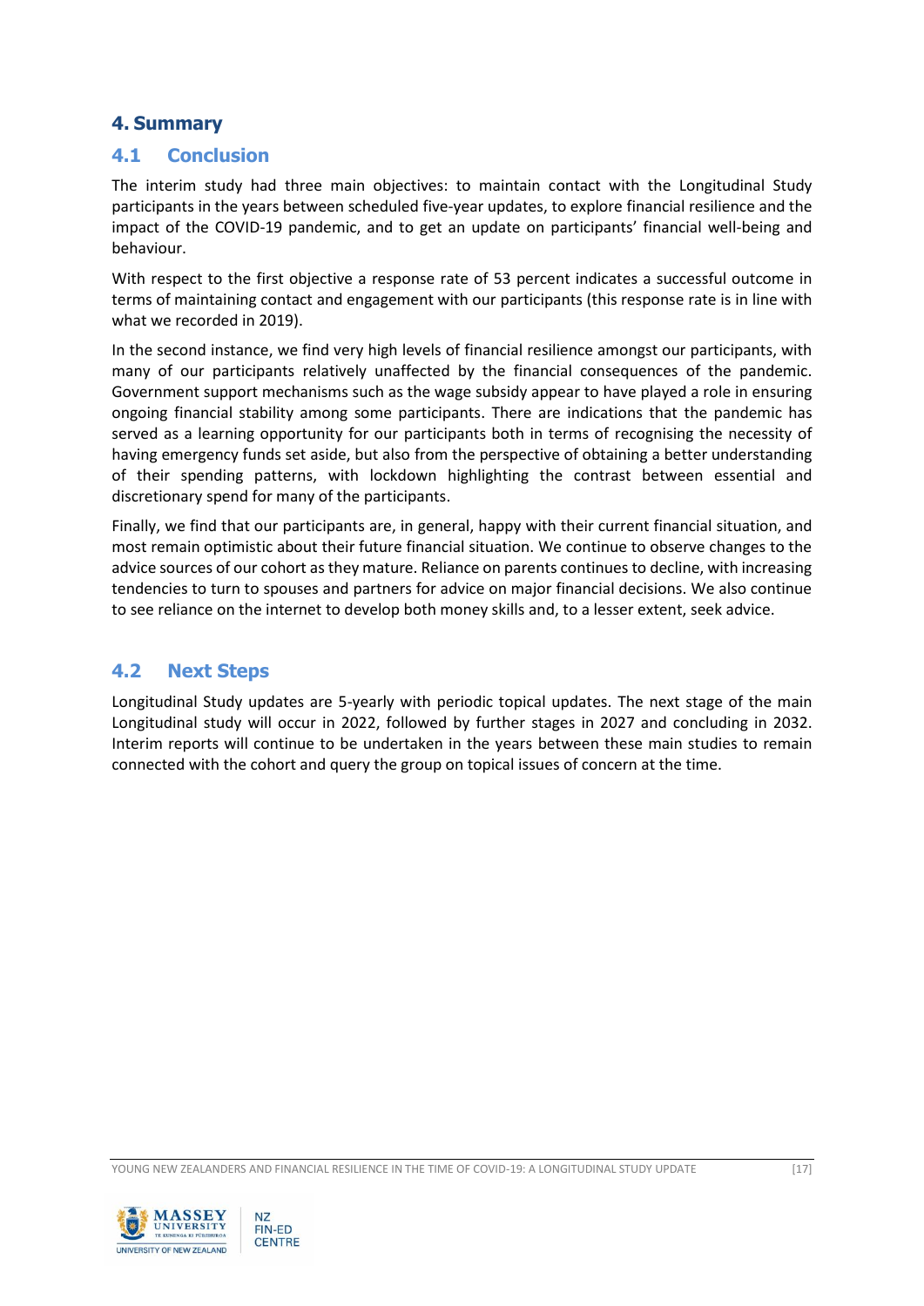# 4. Summary

## 4.1 Conclusion

The interim study had three main objectives: to maintain contact with the Longitudinal Study participants in the years between scheduled five-year updates, to explore financial resilience and the impact of the COVID-19 pandemic, and to get an update on participants' financial well-being and behaviour.

With respect to the first objective a response rate of 53 percent indicates a successful outcome in terms of maintaining contact and engagement with our participants (this response rate is in line with what we recorded in 2019).

In the second instance, we find very high levels of financial resilience amongst our participants, with many of our participants relatively unaffected by the financial consequences of the pandemic. Government support mechanisms such as the wage subsidy appear to have played a role in ensuring ongoing financial stability among some participants. There are indications that the pandemic has served as a learning opportunity for our participants both in terms of recognising the necessity of having emergency funds set aside, but also from the perspective of obtaining a better understanding of their spending patterns, with lockdown highlighting the contrast between essential and discretionary spend for many of the participants.

Finally, we find that our participants are, in general, happy with their current financial situation, and most remain optimistic about their future financial situation. We continue to observe changes to the advice sources of our cohort as they mature. Reliance on parents continues to decline, with increasing tendencies to turn to spouses and partners for advice on major financial decisions. We also continue to see reliance on the internet to develop both money skills and, to a lesser extent, seek advice.

## 4.2 Next Steps

Longitudinal Study updates are 5-yearly with periodic topical updates. The next stage of the main Longitudinal study will occur in 2022, followed by further stages in 2027 and concluding in 2032. Interim reports will continue to be undertaken in the years between these main studies to remain connected with the cohort and query the group on topical issues of concern at the time.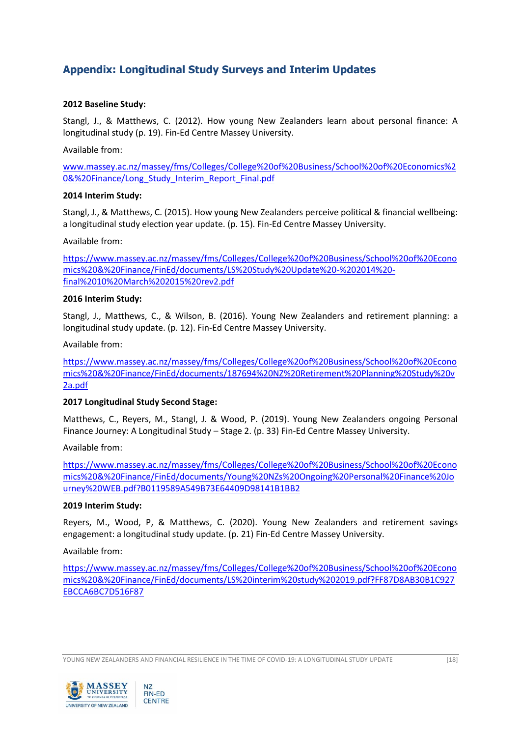## Appendix: Longitudinal Study Surveys and Interim Updates

**2012 Baseline Study:**

Stangl, J., & Matthews, C. (2012). How young New Zealanders learn about personal finance: A longitudinal study (p. 19). Fin-Ed Centre Massey University.

Available from:

www.massey.ac.nz/massey/fms/Colleges/College%20of%20Business/School%20of%20Economics%20&%20Finance/Long_Study_Interim_Report_Final.pdf

**2014 Interim Study:**

Stangl, J., & Matthews, C. (2015). How young New Zealanders perceive political & financial wellbeing: a longitudinal study election year update. (p. 15). Fin-Ed Centre Massey University.

Available from:

https://www.massey.ac.nz/massey/fms/Colleges/College%20of%20Business/School%20of%20Economics%20&%20Finance/FinEd/documents/LS%20Study%20Update%20-%202014%20-final%2010%20March%202015%20rev2.pdf

**2016 Interim Study:**

Stangl, J., Matthews, C., & Wilson, B. (2016). Young New Zealanders and retirement planning: a longitudinal study update. (p. 12). Fin-Ed Centre Massey University.

Available from:

https://www.massey.ac.nz/massey/fms/Colleges/College%20of%20Business/School%20of%20Economics%20&%20Finance/FinEd/documents/187694%20NZ%20Retirement%20Planning%20Study%20v2a.pdf

**2017 Longitudinal Study Second Stage:**

Matthews, C., Reyers, M., Stangl, J. & Wood, P. (2019). Young New Zealanders ongoing Personal Finance Journey: A Longitudinal Study – Stage 2. (p. 33) Fin-Ed Centre Massey University.

Available from:

https://www.massey.ac.nz/massey/fms/Colleges/College%20of%20Business/School%20of%20Economics%20&%20Finance/FinEd/documents/Young%20NZs%20Ongoing%20Personal%20Finance%20Journey%20WEB.pdf?B0119589A549B73E64409D98141B1BB2

**2019 Interim Study:**

Reyers, M., Wood, P, & Matthews, C. (2020). Young New Zealanders and retirement savings engagement: a longitudinal study update. (p. 21) Fin-Ed Centre Massey University.

Available from:

https://www.massey.ac.nz/massey/fms/Colleges/College%20of%20Business/School%20of%20Economics%20&%20Finance/FinEd/documents/LS%20interim%20study%202019.pdf?FF87D8AB30B1C927EBCCA6BC7D516F87